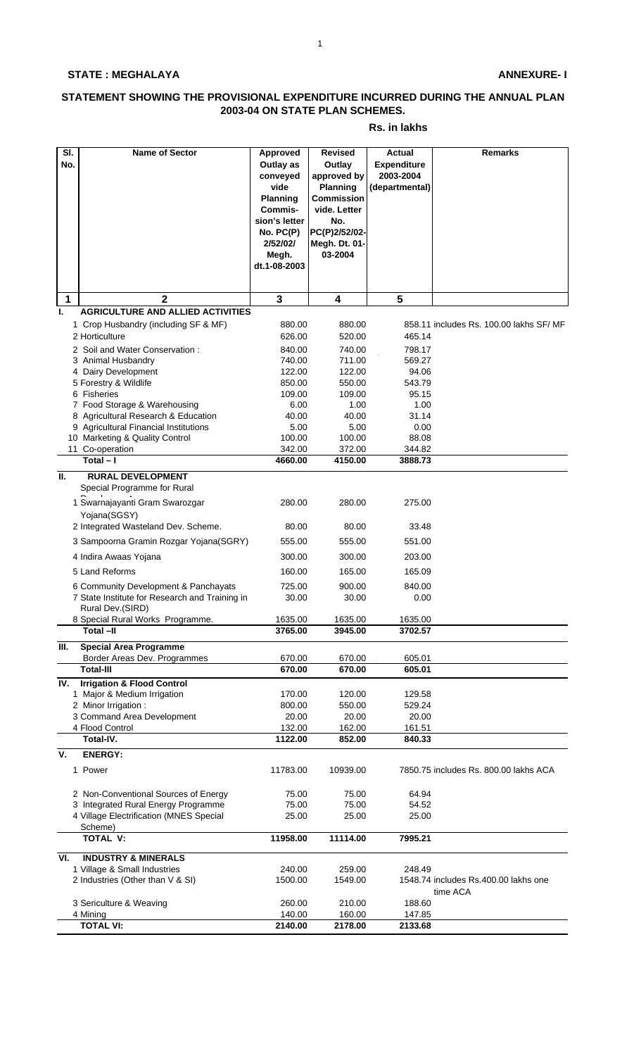**STATE : MEGHALAYA** **ANNEXURE- I**

## STATEMENT SHOWING THE PROVISIONAL EXPENDITURE INCURRED DURING THE ANNUAL PLAN 2003-04 ON STATE PLAN SCHEMES.

**Rs. in lakhs**

| Sl. No. | Name of Sector | Approved Outlay as conveyed vide Planning Commis-sion's letter No. PC(P) 2/52/02/ Megh. dt.1-08-2003 | Revised Outlay approved by Planning Commission vide. Letter No. PC(P)2/52/02-Megh. Dt. 01-03-2004 | Actual Expenditure 2003-2004 (departmental) | Remarks |
|---|---|---|---|---|---|
| 1 | 2 | 3 | 4 | 5 | |
| I. | **AGRICULTURE AND ALLIED ACTIVITIES** | | | | |
| | 1 Crop Husbandry (including SF & MF) | 880.00 | 880.00 | 858.11 | includes Rs. 100.00 lakhs SF/ MF |
| | 2 Horticulture | 626.00 | 520.00 | 465.14 | |
| | 2 Soil and Water Conservation : | 840.00 | 740.00 | 798.17 | |
| | 3 Animal Husbandry | 740.00 | 711.00 | 569.27 | |
| | 4 Dairy Development | 122.00 | 122.00 | 94.06 | |
| | 5 Forestry & Wildlife | 850.00 | 550.00 | 543.79 | |
| | 6 Fisheries | 109.00 | 109.00 | 95.15 | |
| | 7 Food Storage & Warehousing | 6.00 | 1.00 | 1.00 | |
| | 8 Agricultural Research & Education | 40.00 | 40.00 | 31.14 | |
| | 9 Agricultural Financial Institutions | 5.00 | 5.00 | 0.00 | |
| | 10 Marketing & Quality Control | 100.00 | 100.00 | 88.08 | |
| | 11 Co-operation | 342.00 | 372.00 | 344.82 | |
| | **Total – I** | **4660.00** | **4150.00** | **3888.73** | |
| II. | **RURAL DEVELOPMENT** | | | | |
| | Special Programme for Rural | | | | |
| | 1 Swarnajayanti Gram Swarozgar Yojana(SGSY) | 280.00 | 280.00 | 275.00 | |
| | 2 Integrated Wasteland Dev. Scheme. | 80.00 | 80.00 | 33.48 | |
| | 3 Sampoorna Gramin Rozgar Yojana(SGRY) | 555.00 | 555.00 | 551.00 | |
| | 4 Indira Awaas Yojana | 300.00 | 300.00 | 203.00 | |
| | 5 Land Reforms | 160.00 | 165.00 | 165.09 | |
| | 6 Community Development & Panchayats | 725.00 | 900.00 | 840.00 | |
| | 7 State Institute for Research and Training in Rural Dev.(SIRD) | 30.00 | 30.00 | 0.00 | |
| | 8 Special Rural Works Programme. | 1635.00 | 1635.00 | 1635.00 | |
| | **Total –II** | **3765.00** | **3945.00** | **3702.57** | |
| III. | **Special Area Programme** | | | | |
| | Border Areas Dev. Programmes | 670.00 | 670.00 | 605.01 | |
| | **Total-III** | **670.00** | **670.00** | **605.01** | |
| IV. | **Irrigation & Flood Control** | | | | |
| | 1 Major & Medium Irrigation | 170.00 | 120.00 | 129.58 | |
| | 2 Minor Irrigation : | 800.00 | 550.00 | 529.24 | |
| | 3 Command Area Development | 20.00 | 20.00 | 20.00 | |
| | 4 Flood Control | 132.00 | 162.00 | 161.51 | |
| | **Total-IV.** | **1122.00** | **852.00** | **840.33** | |
| V. | **ENERGY:** | | | | |
| | 1 Power | 11783.00 | 10939.00 | 7850.75 | includes Rs. 800.00 lakhs ACA |
| | 2 Non-Conventional Sources of Energy | 75.00 | 75.00 | 64.94 | |
| | 3 Integrated Rural Energy Programme | 75.00 | 75.00 | 54.52 | |
| | 4 Village Electrification (MNES Special Scheme) | 25.00 | 25.00 | 25.00 | |
| | **TOTAL V:** | **11958.00** | **11114.00** | **7995.21** | |
| VI. | **INDUSTRY & MINERALS** | | | | |
| | 1 Village & Small Industries | 240.00 | 259.00 | 248.49 | |
| | 2 Industries (Other than V & SI) | 1500.00 | 1549.00 | 1548.74 | includes Rs.400.00 lakhs one time ACA |
| | 3 Sericulture & Weaving | 260.00 | 210.00 | 188.60 | |
| | 4 Mining | 140.00 | 160.00 | 147.85 | |
| | **TOTAL VI:** | **2140.00** | **2178.00** | **2133.68** | |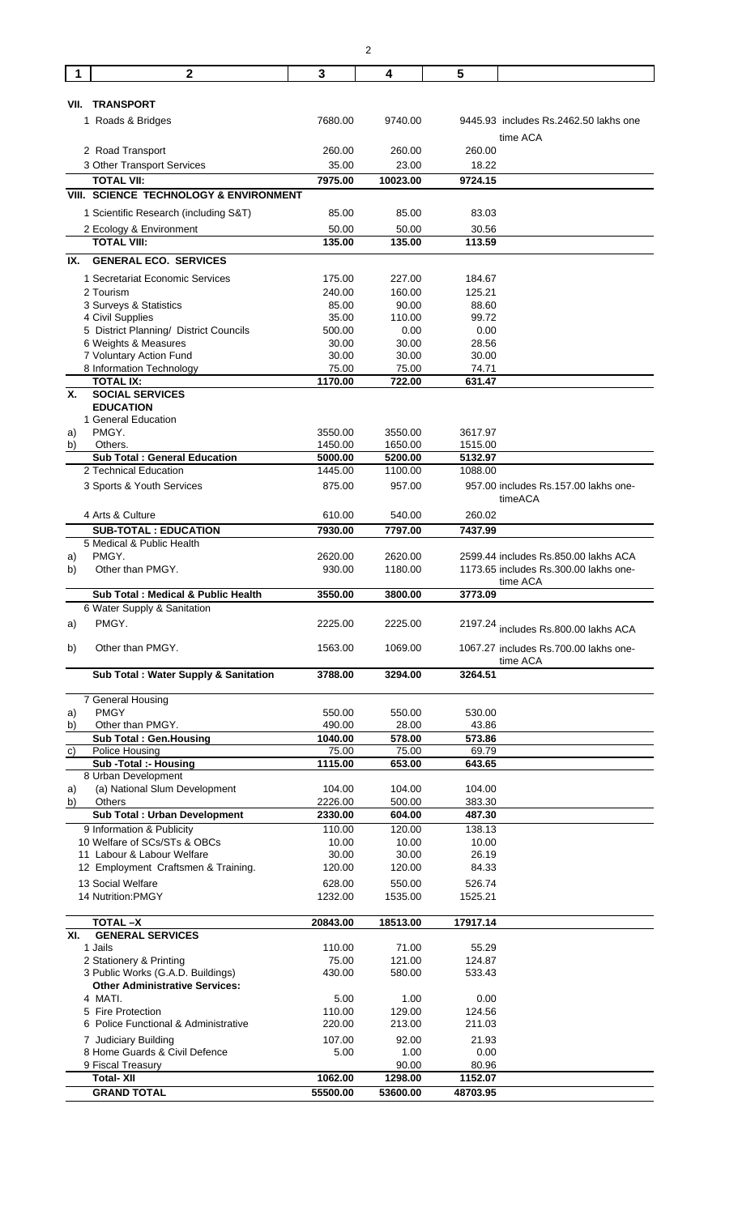| 1 | 2 | 3 | 4 | 5 | |
|---|---|---|---|---|---|
| **VII.** | **TRANSPORT** | | | | |
| | 1 Roads & Bridges | 7680.00 | 9740.00 | 9445.93 | includes Rs.2462.50 lakhs one time ACA |
| | 2 Road Transport | 260.00 | 260.00 | 260.00 | |
| | 3 Other Transport Services | 35.00 | 23.00 | 18.22 | |
| | **TOTAL VII:** | **7975.00** | **10023.00** | **9724.15** | |
| **VIII.** | **SCIENCE TECHNOLOGY & ENVIRONMENT** | | | | |
| | 1 Scientific Research (including S&T) | 85.00 | 85.00 | 83.03 | |
| | 2 Ecology & Environment | 50.00 | 50.00 | 30.56 | |
| | **TOTAL VIII:** | **135.00** | **135.00** | **113.59** | |
| **IX.** | **GENERAL ECO. SERVICES** | | | | |
| | 1 Secretariat Economic Services | 175.00 | 227.00 | 184.67 | |
| | 2 Tourism | 240.00 | 160.00 | 125.21 | |
| | 3 Surveys & Statistics | 85.00 | 90.00 | 88.60 | |
| | 4 Civil Supplies | 35.00 | 110.00 | 99.72 | |
| | 5 District Planning/ District Councils | 500.00 | 0.00 | 0.00 | |
| | 6 Weights & Measures | 30.00 | 30.00 | 28.56 | |
| | 7 Voluntary Action Fund | 30.00 | 30.00 | 30.00 | |
| | 8 Information Technology | 75.00 | 75.00 | 74.71 | |
| | **TOTAL IX:** | **1170.00** | **722.00** | **631.47** | |
| **X.** | **SOCIAL SERVICES** | | | | |
| | **EDUCATION** | | | | |
| | 1 General Education | | | | |
| a) | PMGY. | 3550.00 | 3550.00 | 3617.97 | |
| b) | Others. | 1450.00 | 1650.00 | 1515.00 | |
| | **Sub Total : General Education** | **5000.00** | **5200.00** | **5132.97** | |
| | 2 Technical Education | 1445.00 | 1100.00 | 1088.00 | |
| | 3 Sports & Youth Services | 875.00 | 957.00 | 957.00 | includes Rs.157.00 lakhs one-timeACA |
| | 4 Arts & Culture | 610.00 | 540.00 | 260.02 | |
| | **SUB-TOTAL : EDUCATION** | **7930.00** | **7797.00** | **7437.99** | |
| | 5 Medical & Public Health | | | | |
| a) | PMGY. | 2620.00 | 2620.00 | 2599.44 | includes Rs.850.00 lakhs ACA |
| b) | Other than PMGY. | 930.00 | 1180.00 | 1173.65 | includes Rs.300.00 lakhs one-time ACA |
| | **Sub Total : Medical & Public Health** | **3550.00** | **3800.00** | **3773.09** | |
| | 6 Water Supply & Sanitation | | | | |
| a) | PMGY. | 2225.00 | 2225.00 | 2197.24 | includes Rs.800.00 lakhs ACA |
| b) | Other than PMGY. | 1563.00 | 1069.00 | 1067.27 | includes Rs.700.00 lakhs one-time ACA |
| | **Sub Total : Water Supply & Sanitation** | **3788.00** | **3294.00** | **3264.51** | |
| | 7 General Housing | | | | |
| a) | PMGY | 550.00 | 550.00 | 530.00 | |
| b) | Other than PMGY. | 490.00 | 28.00 | 43.86 | |
| | **Sub Total : Gen.Housing** | **1040.00** | **578.00** | **573.86** | |
| c) | Police Housing | 75.00 | 75.00 | 69.79 | |
| | **Sub -Total :- Housing** | **1115.00** | **653.00** | **643.65** | |
| | 8 Urban Development | | | | |
| a) | (a) National Slum Development | 104.00 | 104.00 | 104.00 | |
| b) | Others | 2226.00 | 500.00 | 383.30 | |
| | **Sub Total : Urban Development** | **2330.00** | **604.00** | **487.30** | |
| | 9 Information & Publicity | 110.00 | 120.00 | 138.13 | |
| | 10 Welfare of SCs/STs & OBCs | 10.00 | 10.00 | 10.00 | |
| | 11 Labour & Labour Welfare | 30.00 | 30.00 | 26.19 | |
| | 12 Employment Craftsmen & Training. | 120.00 | 120.00 | 84.33 | |
| | 13 Social Welfare | 628.00 | 550.00 | 526.74 | |
| | 14 Nutrition:PMGY | 1232.00 | 1535.00 | 1525.21 | |
| | **TOTAL –X** | **20843.00** | **18513.00** | **17917.14** | |
| **XI.** | **GENERAL SERVICES** | | | | |
| | 1 Jails | 110.00 | 71.00 | 55.29 | |
| | 2 Stationery & Printing | 75.00 | 121.00 | 124.87 | |
| | 3 Public Works (G.A.D. Buildings) | 430.00 | 580.00 | 533.43 | |
| | **Other Administrative Services:** | | | | |
| | 4 MATI. | 5.00 | 1.00 | 0.00 | |
| | 5 Fire Protection | 110.00 | 129.00 | 124.56 | |
| | 6 Police Functional & Administrative | 220.00 | 213.00 | 211.03 | |
| | 7 Judiciary Building | 107.00 | 92.00 | 21.93 | |
| | 8 Home Guards & Civil Defence | 5.00 | 1.00 | 0.00 | |
| | 9 Fiscal Treasury | | 90.00 | 80.96 | |
| | **Total- XII** | **1062.00** | **1298.00** | **1152.07** | |
| | **GRAND TOTAL** | **55500.00** | **53600.00** | **48703.95** | |